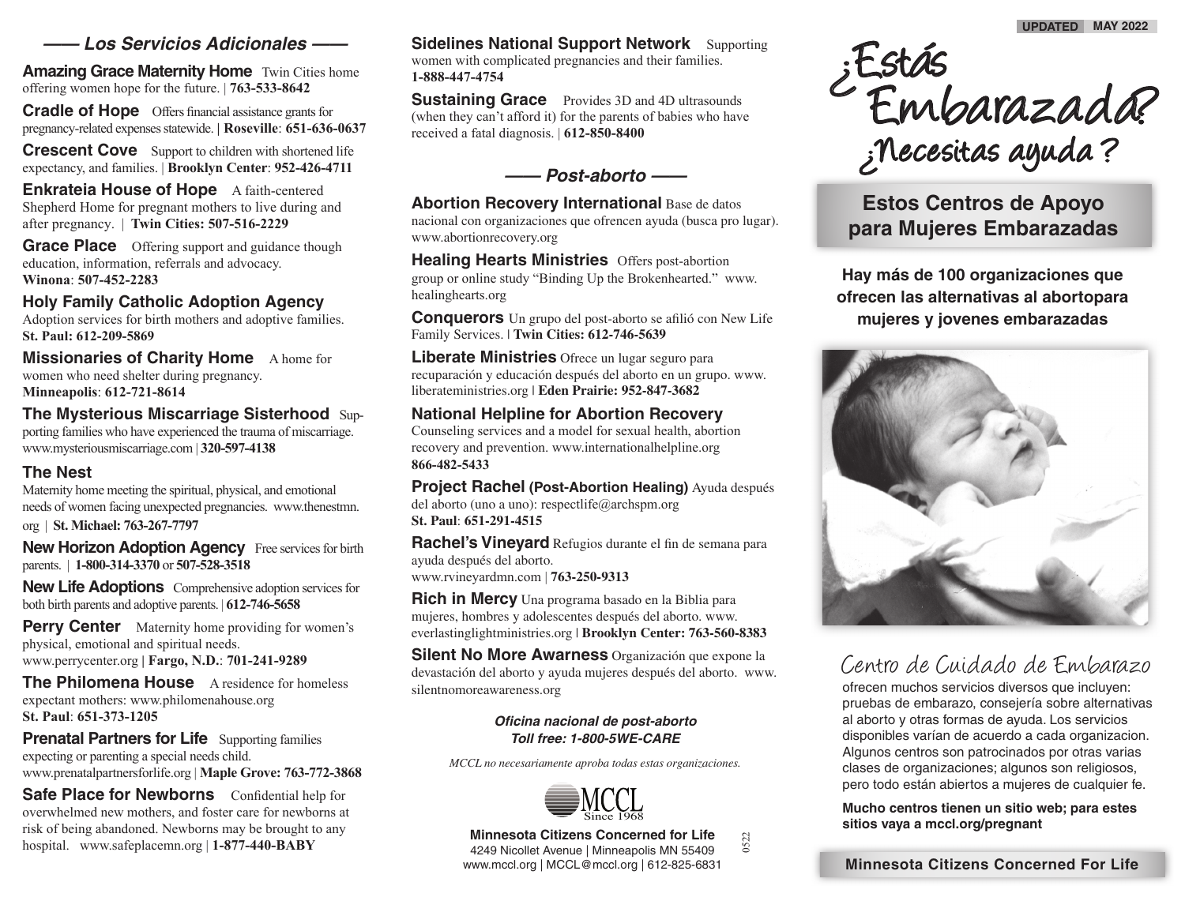## —— Los Servicios Adicionales ——

**Amazing Grace Maternity Home** Twin Cities home offering women hope for the future. | **763-533-8642**

**Cradle of Hope** Offers financial assistance grants for pregnancy-related expenses statewide. | **Roseville**: **651-636-0637**

**Crescent Cove** Support to children with shortened life expectancy, and families. | **Brooklyn Center**: **952-426-4711**

**Enkrateia House of Hope** A faith-centered Shepherd Home for pregnant mothers to live during and after pregnancy. | **Twin Cities: 507-516-2229**

**Grace Place** Offering support and guidance though education, information, referrals and advocacy. **Winona**: **507-452-2283**

**Holy Family Catholic Adoption Agency** Adoption services for birth mothers and adoptive families. **St. Paul: 612-209-5869**

**Missionaries of Charity Home** A home for women who need shelter during pregnancy. **Minneapolis**: **612-721-8614**

**The Mysterious Miscarriage Sisterhood** Supporting families who have experienced the trauma of miscarriage. www.mysteriousmiscarriage.com | **320-597-4138**

**The Nest** Maternity home meeting the spiritual, physical, and emotional needs of women facing unexpected pregnancies. www.thenestmn.org | **St. Michael: 763-267-7797**

**New Horizon Adoption Agency** Free services for birth parents. | **1-800-314-3370** or **507-528-3518**

**New Life Adoptions** Comprehensive adoption services for both birth parents and adoptive parents. | **612-746-5658**

**Perry Center** Maternity home providing for women's physical, emotional and spiritual needs. www.perrycenter.org | **Fargo, N.D.**: **701-241-9289**

**The Philomena House** A residence for homeless expectant mothers: www.philomenahouse.org **St. Paul**: **651-373-1205**

**Prenatal Partners for Life** Supporting families expecting or parenting a special needs child. www.prenatalpartnersforlife.org | **Maple Grove: 763-772-3868**

**Safe Place for Newborns** Confidential help for overwhelmed new mothers, and foster care for newborns at risk of being abandoned. Newborns may be brought to any hospital. www.safeplacemn.org | **1-877-440-BABY**

**Sidelines National Support Network** Supporting women with complicated pregnancies and their families. **1-888-447-4754**

**Sustaining Grace** Provides 3D and 4D ultrasounds (when they can't afford it) for the parents of babies who have received a fatal diagnosis. | **612-850-8400**

## —— Post-aborto ——

**Abortion Recovery International** Base de datos nacional con organizaciones que ofrencen ayuda (busca pro lugar). www.abortionrecovery.org

**Healing Hearts Ministries** Offers post-abortion group or online study "Binding Up the Brokenhearted." www.healinghearts.org

**Conquerors** Un grupo del post-aborto se afilió con New Life Family Services. | **Twin Cities: 612-746-5639**

**Liberate Ministries** Ofrece un lugar seguro para recuperación y educación después del aborto en un grupo. www.liberateministries.org | **Eden Prairie: 952-847-3682**

**National Helpline for Abortion Recovery** Counseling services and a model for sexual health, abortion recovery and prevention. www.internationalhelpline.org **866-482-5433**

**Project Rachel (Post-Abortion Healing)** Ayuda después del aborto (uno a uno): respectlife@archspm.org **St. Paul**: **651-291-4515**

**Rachel's Vineyard** Refugios durante el fin de semana para ayuda después del aborto. www.rvineyardmn.com | **763-250-9313**

**Rich in Mercy** Una programa basado en la Biblia para mujeres, hombres y adolescentes después del aborto. www.everlastinglightministries.org | **Brooklyn Center: 763-560-8383**

**Silent No More Awarness** Organización que expone la devastación del aborto y ayuda mujeres después del aborto. www.silentnomoreawareness.org

***Oficina nacional de post-aborto***
***Toll free: 1-800-5WE-CARE***

*MCCL no necesariamente aproba todas estas organizaciones.*

MCCL Since 1968

**Minnesota Citizens Concerned for Life**
4249 Nicollet Avenue | Minneapolis MN 55409
www.mccl.org | MCCL@mccl.org | 612-825-6831

0522

**UPDATED MAY 2022**

# ¿Estás Embarazada?
## ¿Necesitas ayuda?

## Estos Centros de Apoyo para Mujeres Embarazadas

**Hay más de 100 organizaciones que ofrecen las alternativas al abortopara mujeres y jovenes embarazadas**

## Centro de Cuidado de Embarazo

ofrecen muchos servicios diversos que incluyen: pruebas de embarazo, consejería sobre alternativas al aborto y otras formas de ayuda. Los servicios disponibles varían de acuerdo a cada organizacion. Algunos centros son patrocinados por otras varias clases de organizaciones; algunos son religiosos, pero todo están abiertos a mujeres de cualquier fe.

**Mucho centros tienen un sitio web; para estes sitios vaya a mccl.org/pregnant**

**Minnesota Citizens Concerned For Life**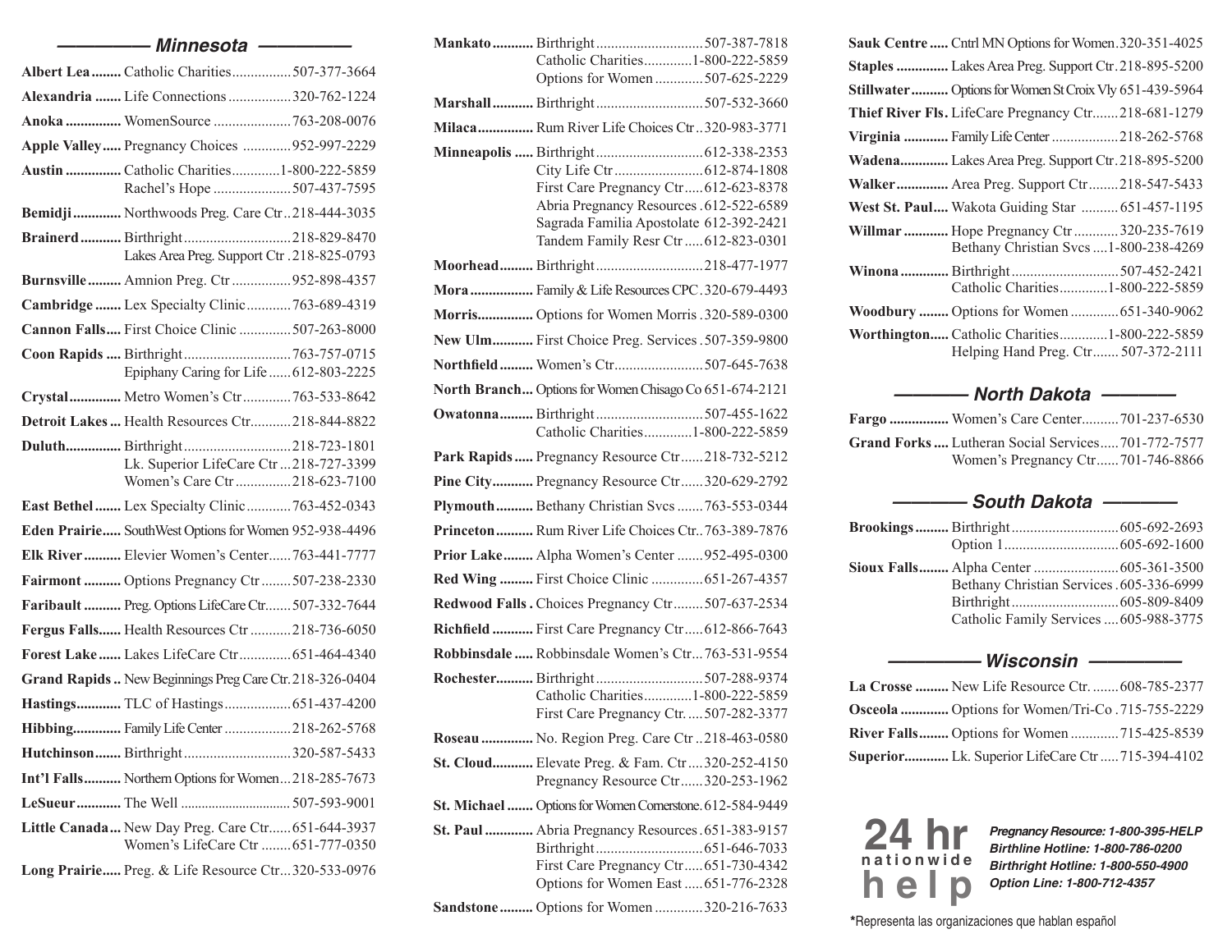## Minnesota

| | | |
|---|---|---|
| **Albert Lea** | Catholic Charities | 507-377-3664 |
| **Alexandria** | Life Connections | 320-762-1224 |
| **Anoka** | WomenSource | 763-208-0076 |
| **Apple Valley** | Pregnancy Choices | 952-997-2229 |
| **Austin** | Catholic Charities | 1-800-222-5859 |
| | Rachel's Hope | 507-437-7595 |
| **Bemidji** | Northwoods Preg. Care Ctr | 218-444-3035 |
| **Brainerd** | Birthright | 218-829-8470 |
| | Lakes Area Preg. Support Ctr | 218-825-0793 |
| **Burnsville** | Amnion Preg. Ctr | 952-898-4357 |
| **Cambridge** | Lex Specialty Clinic | 763-689-4319 |
| **Cannon Falls** | First Choice Clinic | 507-263-8000 |
| **Coon Rapids** | Birthright | 763-757-0715 |
| | Epiphany Caring for Life | 612-803-2225 |
| **Crystal** | Metro Women's Ctr | 763-533-8642 |
| **Detroit Lakes** | Health Resources Ctr | 218-844-8822 |
| **Duluth** | Birthright | 218-723-1801 |
| | Lk. Superior LifeCare Ctr | 218-727-3399 |
| | Women's Care Ctr | 218-623-7100 |
| **East Bethel** | Lex Specialty Clinic | 763-452-0343 |
| **Eden Prairie** | SouthWest Options for Women | 952-938-4496 |
| **Elk River** | Elevier Women's Center | 763-441-7777 |
| **Fairmont** | Options Pregnancy Ctr | 507-238-2330 |
| **Faribault** | Preg. Options LifeCare Ctr | 507-332-7644 |
| **Fergus Falls** | Health Resources Ctr | 218-736-6050 |
| **Forest Lake** | Lakes LifeCare Ctr | 651-464-4340 |
| **Grand Rapids** | New Beginnings Preg Care Ctr | 218-326-0404 |
| **Hastings** | TLC of Hastings | 651-437-4200 |
| **Hibbing** | Family Life Center | 218-262-5768 |
| **Hutchinson** | Birthright | 320-587-5433 |
| **Int'l Falls** | Northern Options for Women | 218-285-7673 |
| **LeSueur** | The Well | 507-593-9001 |
| **Little Canada** | New Day Preg. Care Ctr | 651-644-3937 |
| | Women's LifeCare Ctr | 651-777-0350 |
| **Long Prairie** | Preg. & Life Resource Ctr | 320-533-0976 |
| **Mankato** | Birthright | 507-387-7818 |
| | Catholic Charities | 1-800-222-5859 |
| | Options for Women | 507-625-2229 |
| **Marshall** | Birthright | 507-532-3660 |
| **Milaca** | Rum River Life Choices Ctr | 320-983-3771 |
| **Minneapolis** | Birthright | 612-338-2353 |
| | City Life Ctr | 612-874-1808 |
| | First Care Pregnancy Ctr | 612-623-8378 |
| | Abria Pregnancy Resources | 612-522-6589 |
| | Sagrada Familia Apostolate | 612-392-2421 |
| | Tandem Family Resr Ctr | 612-823-0301 |
| **Moorhead** | Birthright | 218-477-1977 |
| **Mora** | Family & Life Resources CPC | 320-679-4493 |
| **Morris** | Options for Women Morris | 320-589-0300 |
| **New Ulm** | First Choice Preg. Services | 507-359-9800 |
| **Northfield** | Women's Ctr | 507-645-7638 |
| **North Branch** | Options for Women Chisago Co | 651-674-2121 |
| **Owatonna** | Birthright | 507-455-1622 |
| | Catholic Charities | 1-800-222-5859 |
| **Park Rapids** | Pregnancy Resource Ctr | 218-732-5212 |
| **Pine City** | Pregnancy Resource Ctr | 320-629-2792 |
| **Plymouth** | Bethany Christian Svcs | 763-553-0344 |
| **Princeton** | Rum River Life Choices Ctr | 763-389-7876 |
| **Prior Lake** | Alpha Women's Center | 952-495-0300 |
| **Red Wing** | First Choice Clinic | 651-267-4357 |
| **Redwood Falls** | Choices Pregnancy Ctr | 507-637-2534 |
| **Richfield** | First Care Pregnancy Ctr | 612-866-7643 |
| **Robbinsdale** | Robbinsdale Women's Ctr | 763-531-9554 |
| **Rochester** | Birthright | 507-288-9374 |
| | Catholic Charities | 1-800-222-5859 |
| | First Care Pregnancy Ctr. | 507-282-3377 |
| **Roseau** | No. Region Preg. Care Ctr | 218-463-0580 |
| **St. Cloud** | Elevate Preg. & Fam. Ctr | 320-252-4150 |
| | Pregnancy Resource Ctr | 320-253-1962 |
| **St. Michael** | Options for Women Cornerstone | 612-584-9449 |
| **St. Paul** | Abria Pregnancy Resources | 651-383-9157 |
| | Birthright | 651-646-7033 |
| | First Care Pregnancy Ctr | 651-730-4342 |
| | Options for Women East | 651-776-2328 |
| **Sandstone** | Options for Women | 320-216-7633 |
| **Sauk Centre** | Cntrl MN Options for Women | 320-351-4025 |
| **Staples** | Lakes Area Preg. Support Ctr | 218-895-5200 |
| **Stillwater** | Options for Women St Croix Vly | 651-439-5964 |
| **Thief River Fls.** | LifeCare Pregnancy Ctr | 218-681-1279 |
| **Virginia** | Family Life Center | 218-262-5768 |
| **Wadena** | Lakes Area Preg. Support Ctr | 218-895-5200 |
| **Walker** | Area Preg. Support Ctr | 218-547-5433 |
| **West St. Paul** | Wakota Guiding Star | 651-457-1195 |
| **Willmar** | Hope Pregnancy Ctr | 320-235-7619 |
| | Bethany Christian Svcs | 1-800-238-4269 |
| **Winona** | Birthright | 507-452-2421 |
| | Catholic Charities | 1-800-222-5859 |
| **Woodbury** | Options for Women | 651-340-9062 |
| **Worthington** | Catholic Charities | 1-800-222-5859 |
| | Helping Hand Preg. Ctr | 507-372-2111 |

## North Dakota

| | | |
|---|---|---|
| **Fargo** | Women's Care Center | 701-237-6530 |
| **Grand Forks** | Lutheran Social Services | 701-772-7577 |
| | Women's Pregnancy Ctr | 701-746-8866 |

## South Dakota

| | | |
|---|---|---|
| **Brookings** | Birthright | 605-692-2693 |
| | Option 1 | 605-692-1600 |
| **Sioux Falls** | Alpha Center | 605-361-3500 |
| | Bethany Christian Services | 605-336-6999 |
| | Birthright | 605-809-8409 |
| | Catholic Family Services | 605-988-3775 |

## Wisconsin

| | | |
|---|---|---|
| **La Crosse** | New Life Resource Ctr. | 608-785-2377 |
| **Osceola** | Options for Women/Tri-Co | 715-755-2229 |
| **River Falls** | Options for Women | 715-425-8539 |
| **Superior** | Lk. Superior LifeCare Ctr | 715-394-4102 |

**24 hr nationwide help**

*Pregnancy Resource: 1-800-395-HELP*
*Birthline Hotline: 1-800-786-0200*
*Birthright Hotline: 1-800-550-4900*
*Option Line: 1-800-712-4357*

*Representa las organizaciones que hablan español